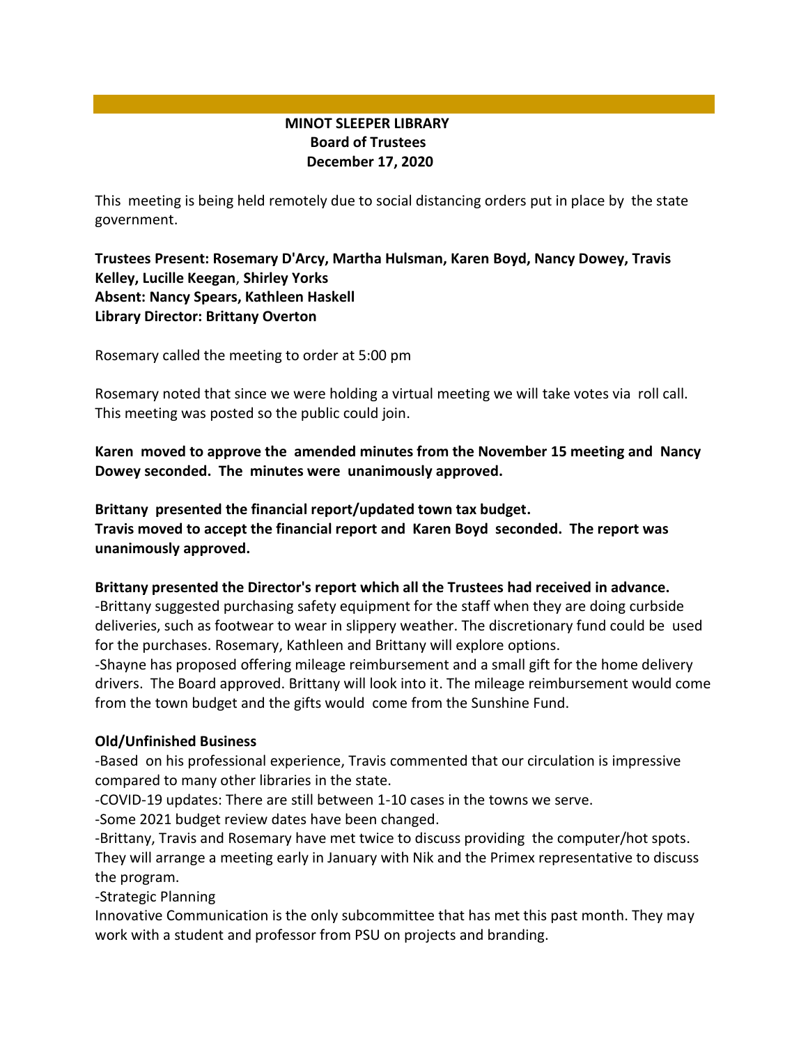**MINOT SLEEPER LIBRARY**
**Board of Trustees**
**December 17, 2020**

This meeting is being held remotely due to social distancing orders put in place by the state government.

**Trustees Present: Rosemary D'Arcy, Martha Hulsman, Karen Boyd, Nancy Dowey, Travis Kelley, Lucille Keegan, Shirley Yorks**
**Absent: Nancy Spears, Kathleen Haskell**
**Library Director: Brittany Overton**

Rosemary called the meeting to order at 5:00 pm

Rosemary noted that since we were holding a virtual meeting we will take votes via roll call. This meeting was posted so the public could join.

**Karen moved to approve the amended minutes from the November 15 meeting and Nancy Dowey seconded. The minutes were unanimously approved.**

**Brittany presented the financial report/updated town tax budget.**
**Travis moved to accept the financial report and Karen Boyd seconded. The report was unanimously approved.**

**Brittany presented the Director's report which all the Trustees had received in advance.**
-Brittany suggested purchasing safety equipment for the staff when they are doing curbside deliveries, such as footwear to wear in slippery weather. The discretionary fund could be used for the purchases. Rosemary, Kathleen and Brittany will explore options.
-Shayne has proposed offering mileage reimbursement and a small gift for the home delivery drivers. The Board approved. Brittany will look into it. The mileage reimbursement would come from the town budget and the gifts would come from the Sunshine Fund.

**Old/Unfinished Business**
-Based on his professional experience, Travis commented that our circulation is impressive compared to many other libraries in the state.
-COVID-19 updates: There are still between 1-10 cases in the towns we serve.
-Some 2021 budget review dates have been changed.
-Brittany, Travis and Rosemary have met twice to discuss providing the computer/hot spots. They will arrange a meeting early in January with Nik and the Primex representative to discuss the program.
-Strategic Planning
Innovative Communication is the only subcommittee that has met this past month. They may work with a student and professor from PSU on projects and branding.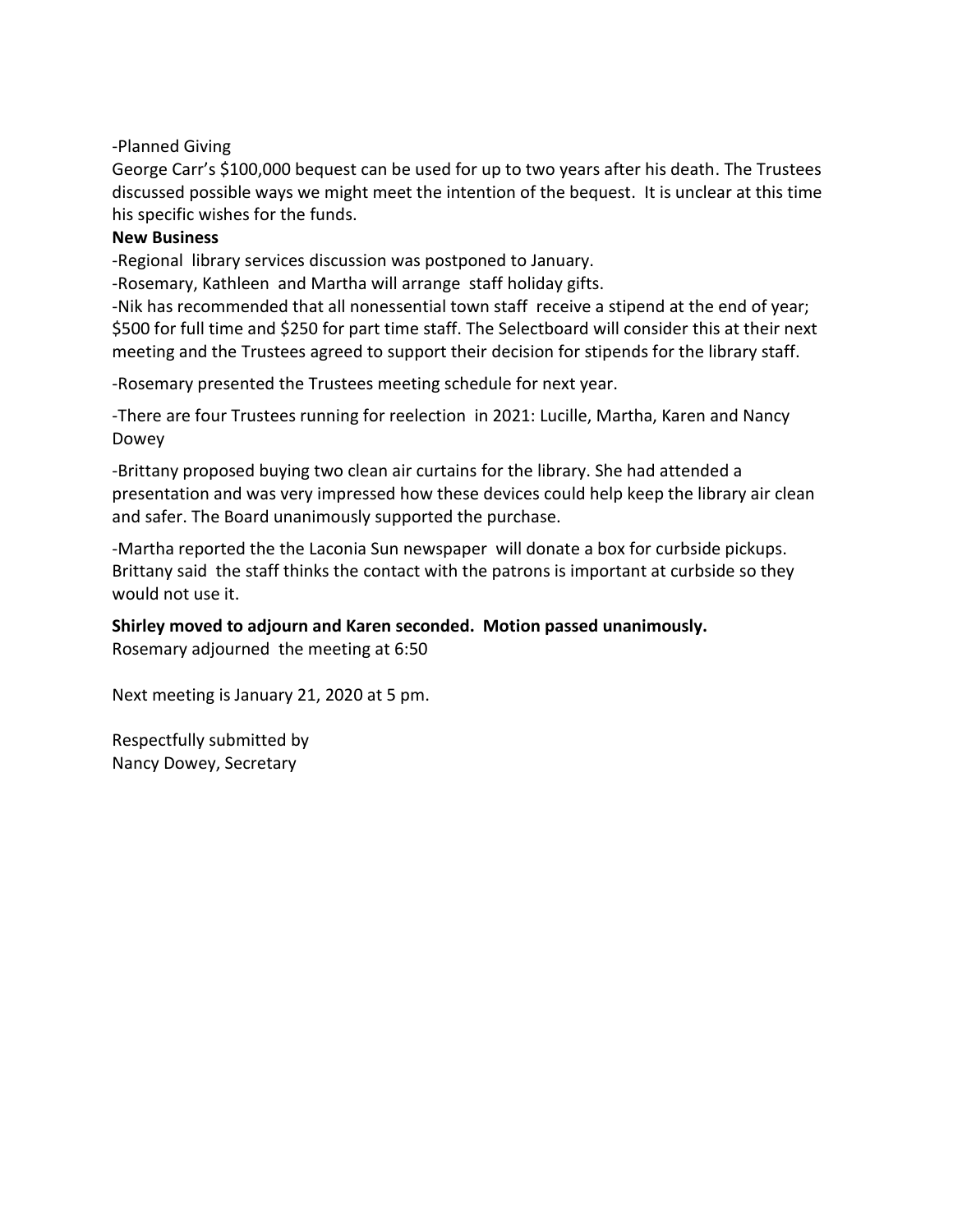-Planned Giving
George Carr's $100,000 bequest can be used for up to two years after his death. The Trustees discussed possible ways we might meet the intention of the bequest. It is unclear at this time his specific wishes for the funds.

**New Business**

-Regional library services discussion was postponed to January.

-Rosemary, Kathleen and Martha will arrange staff holiday gifts.

-Nik has recommended that all nonessential town staff receive a stipend at the end of year; $500 for full time and $250 for part time staff. The Selectboard will consider this at their next meeting and the Trustees agreed to support their decision for stipends for the library staff.

-Rosemary presented the Trustees meeting schedule for next year.

-There are four Trustees running for reelection in 2021: Lucille, Martha, Karen and Nancy Dowey

-Brittany proposed buying two clean air curtains for the library. She had attended a presentation and was very impressed how these devices could help keep the library air clean and safer. The Board unanimously supported the purchase.

-Martha reported the the Laconia Sun newspaper will donate a box for curbside pickups. Brittany said the staff thinks the contact with the patrons is important at curbside so they would not use it.

**Shirley moved to adjourn and Karen seconded. Motion passed unanimously.**
Rosemary adjourned the meeting at 6:50

Next meeting is January 21, 2020 at 5 pm.

Respectfully submitted by
Nancy Dowey, Secretary